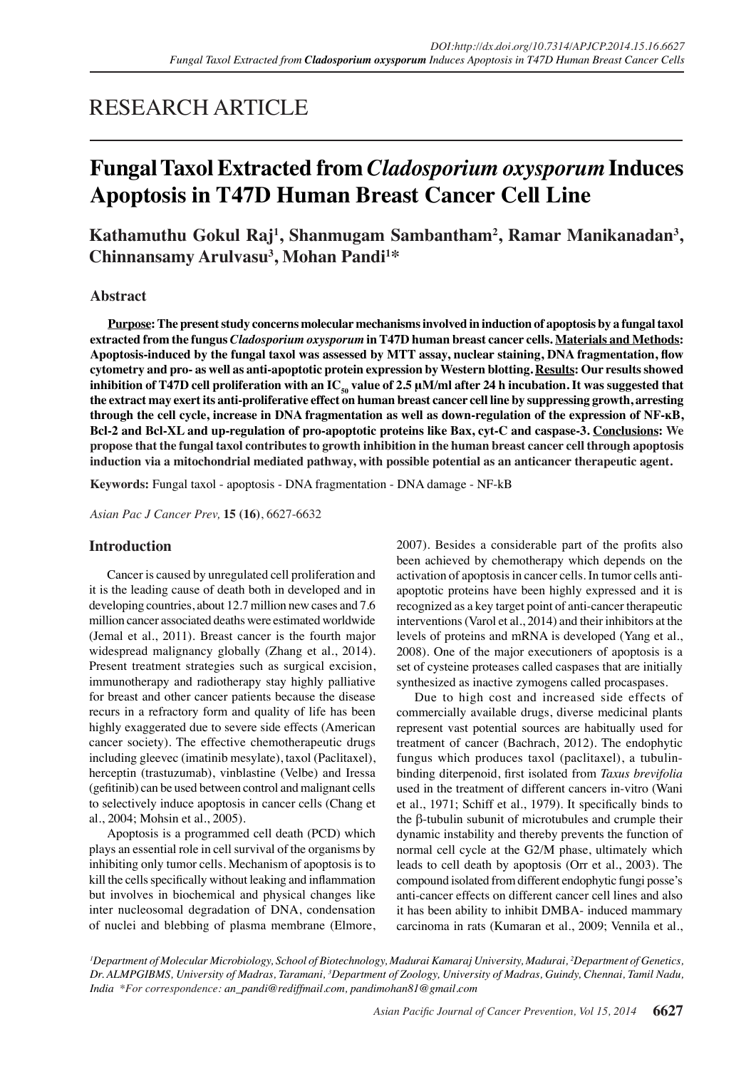RESEARCH ARTICLE

# Fungal Taxol Extracted from *Cladosporium oxysporum* Induces Apoptosis in T47D Human Breast Cancer Cell Line

**Kathamuthu Gokul Raj[1], Shanmugam Sambantham[2], Ramar Manikanadan[3], Chinnansamy Arulvasu[3], Mohan Pandi[1]***

## Abstract

**Purpose: The present study concerns molecular mechanisms involved in induction of apoptosis by a fungal taxol extracted from the fungus *Cladosporium oxysporum* in T47D human breast cancer cells. Materials and Methods: Apoptosis-induced by the fungal taxol was assessed by MTT assay, nuclear staining, DNA fragmentation, flow cytometry and pro- as well as anti-apoptotic protein expression by Western blotting. Results: Our results showed inhibition of T47D cell proliferation with an $IC_{50}$ value of 2.5 μM/ml after 24 h incubation. It was suggested that the extract may exert its anti-proliferative effect on human breast cancer cell line by suppressing growth, arresting through the cell cycle, increase in DNA fragmentation as well as down-regulation of the expression of NF-κB, Bcl-2 and Bcl-XL and up-regulation of pro-apoptotic proteins like Bax, cyt-C and caspase-3. Conclusions: We propose that the fungal taxol contributes to growth inhibition in the human breast cancer cell through apoptosis induction via a mitochondrial mediated pathway, with possible potential as an anticancer therapeutic agent.**

**Keywords:** Fungal taxol - apoptosis - DNA fragmentation - DNA damage - NF-kB

*Asian Pac J Cancer Prev,* **15 (16)**, 6627-6632

## Introduction

Cancer is caused by unregulated cell proliferation and it is the leading cause of death both in developed and in developing countries, about 12.7 million new cases and 7.6 million cancer associated deaths were estimated worldwide (Jemal et al., 2011). Breast cancer is the fourth major widespread malignancy globally (Zhang et al., 2014). Present treatment strategies such as surgical excision, immunotherapy and radiotherapy stay highly palliative for breast and other cancer patients because the disease recurs in a refractory form and quality of life has been highly exaggerated due to severe side effects (American cancer society). The effective chemotherapeutic drugs including gleevec (imatinib mesylate), taxol (Paclitaxel), herceptin (trastuzumab), vinblastine (Velbe) and Iressa (gefitinib) can be used between control and malignant cells to selectively induce apoptosis in cancer cells (Chang et al., 2004; Mohsin et al., 2005).

Apoptosis is a programmed cell death (PCD) which plays an essential role in cell survival of the organisms by inhibiting only tumor cells. Mechanism of apoptosis is to kill the cells specifically without leaking and inflammation but involves in biochemical and physical changes like inter nucleosomal degradation of DNA, condensation of nuclei and blebbing of plasma membrane (Elmore, 2007). Besides a considerable part of the profits also been achieved by chemotherapy which depends on the activation of apoptosis in cancer cells. In tumor cells anti-apoptotic proteins have been highly expressed and it is recognized as a key target point of anti-cancer therapeutic interventions (Varol et al., 2014) and their inhibitors at the levels of proteins and mRNA is developed (Yang et al., 2008). One of the major executioners of apoptosis is a set of cysteine proteases called caspases that are initially synthesized as inactive zymogens called procaspases.

Due to high cost and increased side effects of commercially available drugs, diverse medicinal plants represent vast potential sources are habitually used for treatment of cancer (Bachrach, 2012). The endophytic fungus which produces taxol (paclitaxel), a tubulin-binding diterpenoid, first isolated from *Taxus brevifolia* used in the treatment of different cancers in-vitro (Wani et al., 1971; Schiff et al., 1979). It specifically binds to the β-tubulin subunit of microtubules and crumple their dynamic instability and thereby prevents the function of normal cell cycle at the G2/M phase, ultimately which leads to cell death by apoptosis (Orr et al., 2003). The compound isolated from different endophytic fungi posse's anti-cancer effects on different cancer cell lines and also it has been ability to inhibit DMBA- induced mammary carcinoma in rats (Kumaran et al., 2009; Vennila et al.,

[1]Department of Molecular Microbiology, School of Biotechnology, Madurai Kamaraj University, Madurai, [2]Department of Genetics, Dr. ALMPGIBMS, University of Madras, Taramani, [3]Department of Zoology, University of Madras, Guindy, Chennai, Tamil Nadu, India *For correspondence: an_pandi@rediffmail.com, pandimohan81@gmail.com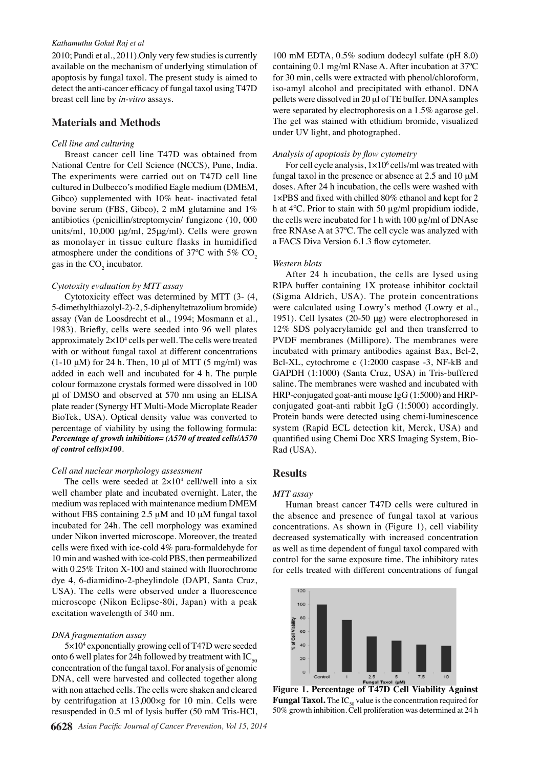2010; Pandi et al., 2011).Only very few studies is currently available on the mechanism of underlying stimulation of apoptosis by fungal taxol. The present study is aimed to detect the anti-cancer efficacy of fungal taxol using T47D breast cell line by *in-vitro* assays.

## Materials and Methods

### *Cell line and culturing*

Breast cancer cell line T47D was obtained from National Centre for Cell Science (NCCS), Pune, India. The experiments were carried out on T47D cell line cultured in Dulbecco's modified Eagle medium (DMEM, Gibco) supplemented with 10% heat- inactivated fetal bovine serum (FBS, Gibco), 2 mM glutamine and 1% antibiotics (penicillin/streptomycin/ fungizone (10, 000 units/ml, 10,000 μg/ml, 25μg/ml). Cells were grown as monolayer in tissue culture flasks in humidified atmosphere under the conditions of 37ºC with 5% $CO_2$ gas in the $CO_2$ incubator.

### *Cytotoxity evaluation by MTT assay*

Cytotoxicity effect was determined by MTT (3- (4, 5-dimethylthiazolyl-2)-2, 5-diphenyltetrazolium bromide) assay (Van de Loosdrecht et al., 1994; Mosmann et al., 1983). Briefly, cells were seeded into 96 well plates approximately $2\times10^4$ cells per well. The cells were treated with or without fungal taxol at different concentrations (1-10 μM) for 24 h. Then, 10 μl of MTT (5 mg/ml) was added in each well and incubated for 4 h. The purple colour formazone crystals formed were dissolved in 100 μl of DMSO and observed at 570 nm using an ELISA plate reader (Synergy HT Multi-Mode Microplate Reader BioTek, USA). Optical density value was converted to percentage of viability by using the following formula: ***Percentage of growth inhibition= (A570 of treated cells/A570 of control cells)×100***.

### *Cell and nuclear morphology assessment*

The cells were seeded at $2\times10^4$ cell/well into a six well chamber plate and incubated overnight. Later, the medium was replaced with maintenance medium DMEM without FBS containing 2.5 μM and 10 μM fungal taxol incubated for 24h. The cell morphology was examined under Nikon inverted microscope. Moreover, the treated cells were fixed with ice-cold 4% para-formaldehyde for 10 min and washed with ice-cold PBS, then permeabilized with 0.25% Triton X-100 and stained with fluorochrome dye 4, 6-diamidino-2-pheylindole (DAPI, Santa Cruz, USA). The cells were observed under a fluorescence microscope (Nikon Eclipse-80i, Japan) with a peak excitation wavelength of 340 nm.

### *DNA fragmentation assay*

$5\times10^4$ exponentially growing cell of T47D were seeded onto 6 well plates for 24h followed by treatment with $IC_{50}$ concentration of the fungal taxol. For analysis of genomic DNA, cell were harvested and collected together along with non attached cells. The cells were shaken and cleared by centrifugation at 13,000×g for 10 min. Cells were resuspended in 0.5 ml of lysis buffer (50 mM Tris-HCl, 100 mM EDTA, 0.5% sodium dodecyl sulfate (pH 8.0) containing 0.1 mg/ml RNase A. After incubation at 37ºC for 30 min, cells were extracted with phenol/chloroform, iso-amyl alcohol and precipitated with ethanol. DNA pellets were dissolved in 20 μl of TE buffer. DNA samples were separated by electrophoresis on a 1.5% agarose gel. The gel was stained with ethidium bromide, visualized under UV light, and photographed.

### *Analysis of apoptosis by flow cytometry*

For cell cycle analysis, $1\times10^6$ cells/ml was treated with fungal taxol in the presence or absence at 2.5 and 10 μM doses. After 24 h incubation, the cells were washed with 1×PBS and fixed with chilled 80% ethanol and kept for 2 h at 4ºC. Prior to stain with 50 μg/ml propidium iodide, the cells were incubated for 1 h with 100 μg/ml of DNAse free RNAse A at 37ºC. The cell cycle was analyzed with a FACS Diva Version 6.1.3 flow cytometer.

### *Western blots*

After 24 h incubation, the cells are lysed using RIPA buffer containing 1X protease inhibitor cocktail (Sigma Aldrich, USA). The protein concentrations were calculated using Lowry's method (Lowry et al., 1951). Cell lysates (20-50 μg) were electrophoresed in 12% SDS polyacrylamide gel and then transferred to PVDF membranes (Millipore). The membranes were incubated with primary antibodies against Bax, Bcl-2, Bcl-XL, cytochrome c (1:2000 caspase -3, NF-kB and GAPDH (1:1000) (Santa Cruz, USA) in Tris-buffered saline. The membranes were washed and incubated with HRP-conjugated goat-anti mouse IgG (1:5000) and HRP-conjugated goat-anti rabbit IgG (1:5000) accordingly. Protein bands were detected using chemi-luminescence system (Rapid ECL detection kit, Merck, USA) and quantified using Chemi Doc XRS Imaging System, Bio-Rad (USA).

## Results

### *MTT assay*

Human breast cancer T47D cells were cultured in the absence and presence of fungal taxol at various concentrations. As shown in (Figure 1), cell viability decreased systematically with increased concentration as well as time dependent of fungal taxol compared with control for the same exposure time. The inhibitory rates for cells treated with different concentrations of fungal

**Figure 1. Percentage of T47D Cell Viability Against Fungal Taxol.** The $IC_{50}$ value is the concentration required for 50% growth inhibition. Cell proliferation was determined at 24 h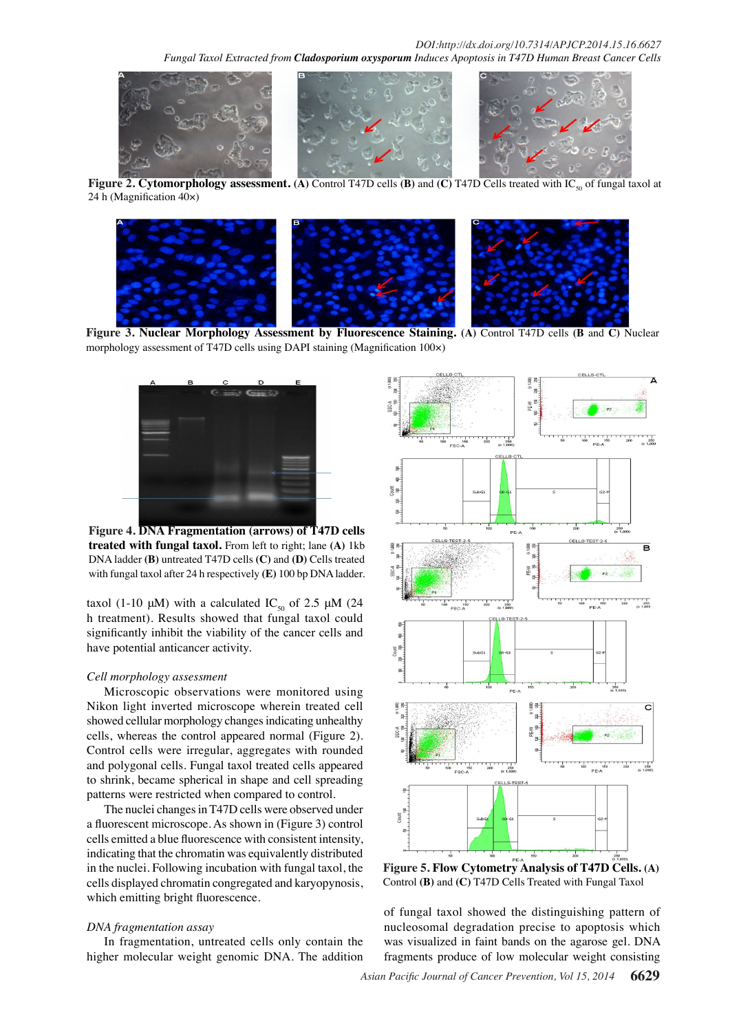**Figure 2. Cytomorphology assessment.** **(A)** Control T47D cells **(B)** and **(C)** T47D Cells treated with $IC_{50}$ of fungal taxol at 24 h (Magnification 40×)

**Figure 3. Nuclear Morphology Assessment by Fluorescence Staining.** **(A)** Control T47D cells **(B** and **C)** Nuclear morphology assessment of T47D cells using DAPI staining (Magnification 100×)

**Figure 4. DNA Fragmentation (arrows) of T47D cells treated with fungal taxol.** From left to right; lane **(A)** 1kb DNA ladder **(B)** untreated T47D cells **(C)** and **(D)** Cells treated with fungal taxol after 24 h respectively **(E)** 100 bp DNA ladder.

taxol (1-10 μM) with a calculated $IC_{50}$ of 2.5 μM (24 h treatment). Results showed that fungal taxol could significantly inhibit the viability of the cancer cells and have potential anticancer activity.

*Cell morphology assessment*

Microscopic observations were monitored using Nikon light inverted microscope wherein treated cell showed cellular morphology changes indicating unhealthy cells, whereas the control appeared normal (Figure 2). Control cells were irregular, aggregates with rounded and polygonal cells. Fungal taxol treated cells appeared to shrink, became spherical in shape and cell spreading patterns were restricted when compared to control.

The nuclei changes in T47D cells were observed under a fluorescent microscope. As shown in (Figure 3) control cells emitted a blue fluorescence with consistent intensity, indicating that the chromatin was equivalently distributed in the nuclei. Following incubation with fungal taxol, the cells displayed chromatin congregated and karyopynosis, which emitting bright fluorescence.

*DNA fragmentation assay*

In fragmentation, untreated cells only contain the higher molecular weight genomic DNA. The addition of fungal taxol showed the distinguishing pattern of nucleosomal degradation precise to apoptosis which was visualized in faint bands on the agarose gel. DNA fragments produce of low molecular weight consisting

**Figure 5. Flow Cytometry Analysis of T47D Cells.** **(A)** Control **(B)** and **(C)** T47D Cells Treated with Fungal Taxol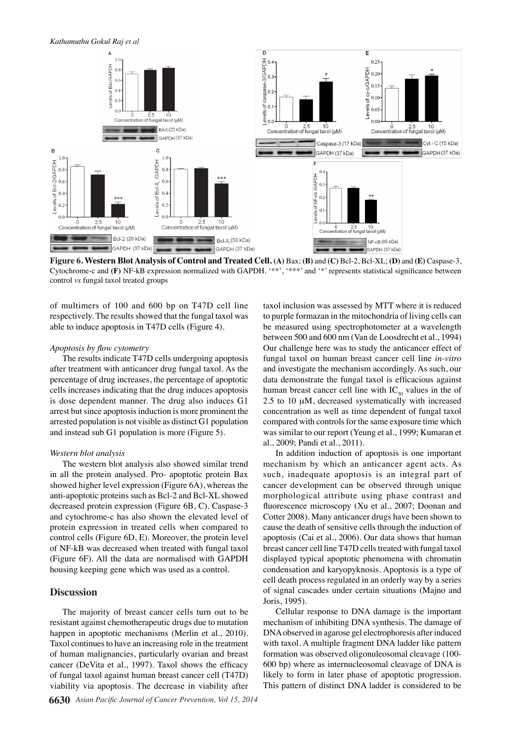**Figure 6. Western Blot Analysis of Control and Treated Cell.** **(A)** Bax; **(B)** and **(C)** Bcl-2, Bcl-XL; **(D)** and **(E)** Caspase-3, Cytochrome-c and **(F)** NF-kB expression normalized with GAPDH. '**', '***' and '*' represents statistical significance between control *vs* fungal taxol treated groups

of multimers of 100 and 600 bp on T47D cell line respectively. The results showed that the fungal taxol was able to induce apoptosis in T47D cells (Figure 4).

### *Apoptosis by flow cytometry*

The results indicate T47D cells undergoing apoptosis after treatment with anticancer drug fungal taxol. As the percentage of drug increases, the percentage of apoptotic cells increases indicating that the drug induces apoptosis is dose dependent manner. The drug also induces G1 arrest but since apoptosis induction is more prominent the arrested population is not visible as distinct G1 population and instead sub G1 population is more (Figure 5).

### *Western blot analysis*

The western blot analysis also showed similar trend in all the protein analysed. Pro- apoptotic protein Bax showed higher level expression (Figure 6A), whereas the anti-apoptotic proteins such as Bcl-2 and Bcl-XL showed decreased protein expression (Figure 6B, C). Caspase-3 and cytochrome-c has also shown the elevated level of protein expression in treated cells when compared to control cells (Figure 6D, E). Moreover, the protein level of NF-kB was decreased when treated with fungal taxol (Figure 6F). All the data are normalised with GAPDH housing keeping gene which was used as a control.

## Discussion

The majority of breast cancer cells turn out to be resistant against chemotherapeutic drugs due to mutation happen in apoptotic mechanisms (Merlin et al., 2010). Taxol continues to have an increasing role in the treatment of human malignancies, particularly ovarian and breast cancer (DeVita et al., 1997). Taxol shows the efficacy of fungal taxol against human breast cancer cell (T47D) viability via apoptosis. The decrease in viability after taxol inclusion was assessed by MTT where it is reduced to purple formazan in the mitochondria of living cells can be measured using spectrophotometer at a wavelength between 500 and 600 nm (Van de Loosdrecht et al., 1994) Our challenge here was to study the anticancer effect of fungal taxol on human breast cancer cell line *in-vitro* and investigate the mechanism accordingly. As such, our data demonstrate the fungal taxol is efficacious against human breast cancer cell line with $IC_{50}$ values in the of 2.5 to 10 μM, decreased systematically with increased concentration as well as time dependent of fungal taxol compared with controls for the same exposure time which was similar to our report (Yeung et al., 1999; Kumaran et al., 2009; Pandi et al., 2011).

In addition induction of apoptosis is one important mechanism by which an anticancer agent acts. As such, inadequate apoptosis is an integral part of cancer development can be observed through unique morphological attribute using phase contrast and fluorescence microscopy (Xu et al., 2007; Doonan and Cotter 2008). Many anticancer drugs have been shown to cause the death of sensitive cells through the induction of apoptosis (Cai et al., 2006). Our data shows that human breast cancer cell line T47D cells treated with fungal taxol displayed typical apoptotic phenomena with chromatin condensation and karyopyknosis. Apoptosis is a type of cell death process regulated in an orderly way by a series of signal cascades under certain situations (Majno and Joris, 1995).

Cellular response to DNA damage is the important mechanism of inhibiting DNA synthesis. The damage of DNA observed in agarose gel electrophoresis after induced with taxol. A multiple fragment DNA ladder like pattern formation was observed oligonuleosomal cleavage (100-600 bp) where as internucleosomal cleavage of DNA is likely to form in later phase of apoptotic progression. This pattern of distinct DNA ladder is considered to be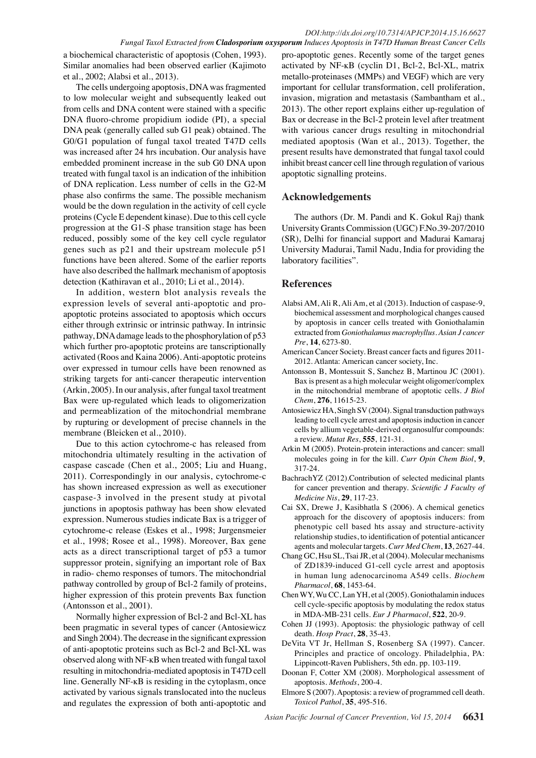a biochemical characteristic of apoptosis (Cohen, 1993). Similar anomalies had been observed earlier (Kajimoto et al., 2002; Alabsi et al., 2013).

The cells undergoing apoptosis, DNA was fragmented to low molecular weight and subsequently leaked out from cells and DNA content were stained with a specific DNA fluoro-chrome propidium iodide (PI), a special DNA peak (generally called sub G1 peak) obtained. The G0/G1 population of fungal taxol treated T47D cells was increased after 24 hrs incubation. Our analysis have embedded prominent increase in the sub G0 DNA upon treated with fungal taxol is an indication of the inhibition of DNA replication. Less number of cells in the G2-M phase also confirms the same. The possible mechanism would be the down regulation in the activity of cell cycle proteins (Cycle E dependent kinase). Due to this cell cycle progression at the G1-S phase transition stage has been reduced, possibly some of the key cell cycle regulator genes such as p21 and their upstream molecule p51 functions have been altered. Some of the earlier reports have also described the hallmark mechanism of apoptosis detection (Kathiravan et al., 2010; Li et al., 2014).

In addition, western blot analysis reveals the expression levels of several anti-apoptotic and pro-apoptotic proteins associated to apoptosis which occurs either through extrinsic or intrinsic pathway. In intrinsic pathway, DNA damage leads to the phosphorylation of p53 which further pro-apoptotic proteins are tanscriptionally activated (Roos and Kaina 2006). Anti-apoptotic proteins over expressed in tumour cells have been renowned as striking targets for anti-cancer therapeutic intervention (Arkin, 2005). In our analysis, after fungal taxol treatment Bax were up-regulated which leads to oligomerization and permeablization of the mitochondrial membrane by rupturing or development of precise channels in the membrane (Bleicken et al., 2010).

Due to this action cytochrome-c has released from mitochondria ultimately resulting in the activation of caspase cascade (Chen et al., 2005; Liu and Huang, 2011). Correspondingly in our analysis, cytochrome-c has shown increased expression as well as executioner caspase-3 involved in the present study at pivotal junctions in apoptosis pathway has been show elevated expression. Numerous studies indicate Bax is a trigger of cytochrome-c release (Eskes et al., 1998; Jurgensmeier et al., 1998; Rosee et al., 1998). Moreover, Bax gene acts as a direct transcriptional target of p53 a tumor suppressor protein, signifying an important role of Bax in radio- chemo responses of tumors. The mitochondrial pathway controlled by group of Bcl-2 family of proteins, higher expression of this protein prevents Bax function (Antonsson et al., 2001).

Normally higher expression of Bcl-2 and Bcl-XL has been pragmatic in several types of cancer (Antosiewicz and Singh 2004). The decrease in the significant expression of anti-apoptotic proteins such as Bcl-2 and Bcl-XL was observed along with NF-κB when treated with fungal taxol resulting in mitochondria-mediated apoptosis in T47D cell line. Generally NF-κB is residing in the cytoplasm, once activated by various signals translocated into the nucleus and regulates the expression of both anti-apoptotic and pro-apoptotic genes. Recently some of the target genes activated by NF-κB (cyclin D1, Bcl-2, Bcl-XL, matrix metallo-proteinases (MMPs) and VEGF) which are very important for cellular transformation, cell proliferation, invasion, migration and metastasis (Sambantham et al., 2013). The other report explains either up-regulation of Bax or decrease in the Bcl-2 protein level after treatment with various cancer drugs resulting in mitochondrial mediated apoptosis (Wan et al., 2013). Together, the present results have demonstrated that fungal taxol could inhibit breast cancer cell line through regulation of various apoptotic signalling proteins.

## Acknowledgements

The authors (Dr. M. Pandi and K. Gokul Raj) thank University Grants Commission (UGC) F.No.39-207/2010 (SR), Delhi for financial support and Madurai Kamaraj University Madurai, Tamil Nadu, India for providing the laboratory facilities".

## References

Alabsi AM, Ali R, Ali Am, et al (2013). Induction of caspase-9, biochemical assessment and morphological changes caused by apoptosis in cancer cells treated with Goniothalamin extracted from *Goniothalamus macrophyllus*. *Asian J cancer Pre*, **14**, 6273-80.

American Cancer Society. Breast cancer facts and figures 2011-2012. Atlanta: American cancer society, Inc.

Antonsson B, Montessuit S, Sanchez B, Martinou JC (2001). Bax is present as a high molecular weight oligomer/complex in the mitochondrial membrane of apoptotic cells. *J Biol Chem*, **276**, 11615-23.

Antosiewicz HA, Singh SV (2004). Signal transduction pathways leading to cell cycle arrest and apoptosis induction in cancer cells by allium vegetable-derived organosulfur compounds: a review. *Mutat Res*, **555**, 121-31.

Arkin M (2005). Protein-protein interactions and cancer: small molecules going in for the kill. *Curr Opin Chem Biol*, **9**, 317-24.

BachrachYZ (2012).Contribution of selected medicinal plants for cancer prevention and therapy. *Scientific J Faculty of Medicine Nis*, **29**, 117-23.

Cai SX, Drewe J, Kasibhatla S (2006). A chemical genetics approach for the discovery of apoptosis inducers: from phenotypic cell based hts assay and structure-activity relationship studies, to identification of potential anticancer agents and molecular targets. *Curr Med Chem*, **13**, 2627-44.

Chang GC, Hsu SL, Tsai JR, et al (2004). Molecular mechanisms of ZD1839-induced G1-cell cycle arrest and apoptosis in human lung adenocarcinoma A549 cells. *Biochem Pharmacol*, **68**, 1453-64.

Chen WY, Wu CC, Lan YH, et al (2005). Goniothalamin induces cell cycle-specific apoptosis by modulating the redox status in MDA-MB-231 cells. *Eur J Pharmacol*, **522**, 20-9.

Cohen JJ (1993). Apoptosis: the physiologic pathway of cell death. *Hosp Pract*, **28**, 35-43.

DeVita VT Jr, Hellman S, Rosenberg SA (1997). Cancer. Principles and practice of oncology. Philadelphia, PA: Lippincott-Raven Publishers, 5th edn. pp. 103-119.

Doonan F, Cotter XM (2008). Morphological assessment of apoptosis. *Methods*, 200-4.

Elmore S (2007). Apoptosis: a review of programmed cell death. *Toxicol Pathol*, **35**, 495-516.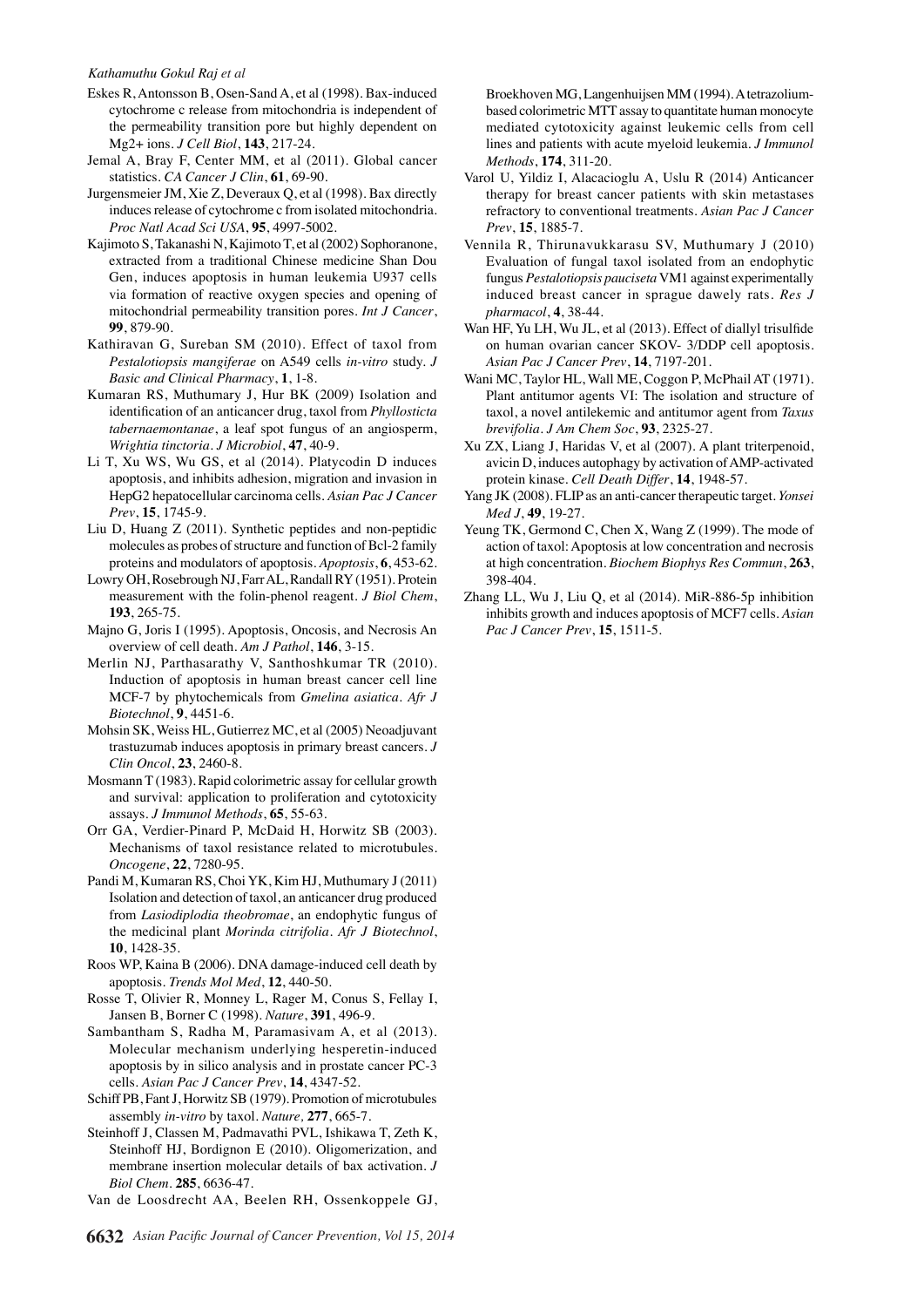Eskes R, Antonsson B, Osen-Sand A, et al (1998). Bax-induced cytochrome c release from mitochondria is independent of the permeability transition pore but highly dependent on Mg2+ ions. *J Cell Biol*, **143**, 217-24.

Jemal A, Bray F, Center MM, et al (2011). Global cancer statistics. *CA Cancer J Clin*, **61**, 69-90.

Jurgensmeier JM, Xie Z, Deveraux Q, et al (1998). Bax directly induces release of cytochrome c from isolated mitochondria. *Proc Natl Acad Sci USA*, **95**, 4997-5002.

Kajimoto S, Takanashi N, Kajimoto T, et al (2002) Sophoranone, extracted from a traditional Chinese medicine Shan Dou Gen, induces apoptosis in human leukemia U937 cells via formation of reactive oxygen species and opening of mitochondrial permeability transition pores. *Int J Cancer*, **99**, 879-90.

Kathiravan G, Sureban SM (2010). Effect of taxol from *Pestalotiopsis mangiferae* on A549 cells *in-vitro* study. *J Basic and Clinical Pharmacy*, **1**, 1-8.

Kumaran RS, Muthumary J, Hur BK (2009) Isolation and identification of an anticancer drug, taxol from *Phyllosticta tabernaemontanae*, a leaf spot fungus of an angiosperm, *Wrightia tinctoria*. *J Microbiol*, **47**, 40-9.

Li T, Xu WS, Wu GS, et al (2014). Platycodin D induces apoptosis, and inhibits adhesion, migration and invasion in HepG2 hepatocellular carcinoma cells. *Asian Pac J Cancer Prev*, **15**, 1745-9.

Liu D, Huang Z (2011). Synthetic peptides and non-peptidic molecules as probes of structure and function of Bcl-2 family proteins and modulators of apoptosis. *Apoptosis*, **6**, 453-62.

Lowry OH, Rosebrough NJ, Farr AL, Randall RY (1951). Protein measurement with the folin-phenol reagent. *J Biol Chem*, **193**, 265-75.

Majno G, Joris I (1995). Apoptosis, Oncosis, and Necrosis An overview of cell death. *Am J Pathol*, **146**, 3-15.

Merlin NJ, Parthasarathy V, Santhoshkumar TR (2010). Induction of apoptosis in human breast cancer cell line MCF-7 by phytochemicals from *Gmelina asiatica*. *Afr J Biotechnol*, **9**, 4451-6.

Mohsin SK, Weiss HL, Gutierrez MC, et al (2005) Neoadjuvant trastuzumab induces apoptosis in primary breast cancers. *J Clin Oncol*, **23**, 2460-8.

Mosmann T (1983). Rapid colorimetric assay for cellular growth and survival: application to proliferation and cytotoxicity assays. *J Immunol Methods*, **65**, 55-63.

Orr GA, Verdier-Pinard P, McDaid H, Horwitz SB (2003). Mechanisms of taxol resistance related to microtubules. *Oncogene*, **22**, 7280-95.

Pandi M, Kumaran RS, Choi YK, Kim HJ, Muthumary J (2011) Isolation and detection of taxol, an anticancer drug produced from *Lasiodiplodia theobromae*, an endophytic fungus of the medicinal plant *Morinda citrifolia*. *Afr J Biotechnol*, **10**, 1428-35.

Roos WP, Kaina B (2006). DNA damage-induced cell death by apoptosis. *Trends Mol Med*, **12**, 440-50.

Rosse T, Olivier R, Monney L, Rager M, Conus S, Fellay I, Jansen B, Borner C (1998). *Nature*, **391**, 496-9.

Sambantham S, Radha M, Paramasivam A, et al (2013). Molecular mechanism underlying hesperetin-induced apoptosis by in silico analysis and in prostate cancer PC-3 cells. *Asian Pac J Cancer Prev*, **14**, 4347-52.

Schiff PB, Fant J, Horwitz SB (1979). Promotion of microtubules assembly *in-vitro* by taxol. *Nature*, **277**, 665-7.

Steinhoff J, Classen M, Padmavathi PVL, Ishikawa T, Zeth K, Steinhoff HJ, Bordignon E (2010). Oligomerization, and membrane insertion molecular details of bax activation. *J Biol Chem*. **285**, 6636-47.

Van de Loosdrecht AA, Beelen RH, Ossenkoppele GJ, Broekhoven MG, Langenhuijsen MM (1994). A tetrazolium-based colorimetric MTT assay to quantitate human monocyte mediated cytotoxicity against leukemic cells from cell lines and patients with acute myeloid leukemia. *J Immunol Methods*, **174**, 311-20.

Varol U, Yildiz I, Alacacioglu A, Uslu R (2014) Anticancer therapy for breast cancer patients with skin metastases refractory to conventional treatments. *Asian Pac J Cancer Prev*, **15**, 1885-7.

Vennila R, Thirunavukkarasu SV, Muthumary J (2010) Evaluation of fungal taxol isolated from an endophytic fungus *Pestalotiopsis pauciseta* VM1 against experimentally induced breast cancer in sprague dawely rats. *Res J pharmacol*, **4**, 38-44.

Wan HF, Yu LH, Wu JL, et al (2013). Effect of diallyl trisulfide on human ovarian cancer SKOV- 3/DDP cell apoptosis. *Asian Pac J Cancer Prev*, **14**, 7197-201.

Wani MC, Taylor HL, Wall ME, Coggon P, McPhail AT (1971). Plant antitumor agents VI: The isolation and structure of taxol, a novel antilekemic and antitumor agent from *Taxus brevifolia*. *J Am Chem Soc*, **93**, 2325-27.

Xu ZX, Liang J, Haridas V, et al (2007). A plant triterpenoid, avicin D, induces autophagy by activation of AMP-activated protein kinase. *Cell Death Differ*, **14**, 1948-57.

Yang JK (2008). FLIP as an anti-cancer therapeutic target. *Yonsei Med J*, **49**, 19-27.

Yeung TK, Germond C, Chen X, Wang Z (1999). The mode of action of taxol: Apoptosis at low concentration and necrosis at high concentration. *Biochem Biophys Res Commun*, **263**, 398-404.

Zhang LL, Wu J, Liu Q, et al (2014). MiR-886-5p inhibition inhibits growth and induces apoptosis of MCF7 cells. *Asian Pac J Cancer Prev*, **15**, 1511-5.